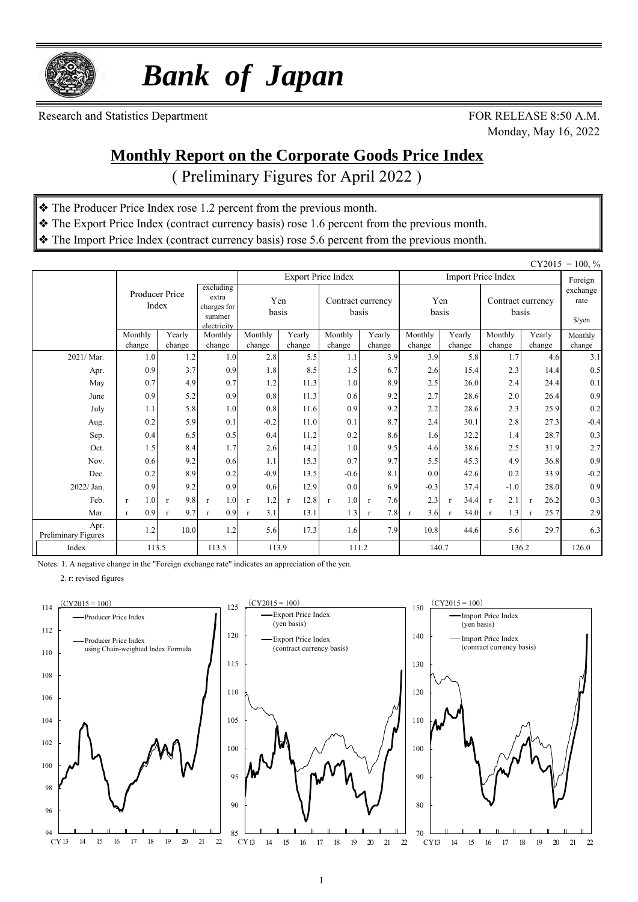# *Bank of Japan*

Research and Statistics Department

FOR RELEASE 8:50 A.M.
Monday, May 16, 2022

## Monthly Report on the Corporate Goods Price Index

( Preliminary Figures for April 2022 )

- ❖ The Producer Price Index rose 1.2 percent from the previous month.
- ❖ The Export Price Index (contract currency basis) rose 1.6 percent from the previous month.
- ❖ The Import Price Index (contract currency basis) rose 5.6 percent from the previous month.

CY2015 = 100, %

| | Producer Price Index | | excluding extra charges for summer electricity | Export Price Index: Yen basis | | Export Price Index: Contract currency basis | | Import Price Index: Yen basis | | Import Price Index: Contract currency basis | | Foreign exchange rate $/yen |
|---|---|---|---|---|---|---|---|---|---|---|---|---|
| | Monthly change | Yearly change | Monthly change | Monthly change | Yearly change | Monthly change | Yearly change | Monthly change | Yearly change | Monthly change | Yearly change | Monthly change |
| 2021/ Mar. | 1.0 | 1.2 | 1.0 | 2.8 | 5.5 | 1.1 | 3.9 | 3.9 | 5.8 | 1.7 | 4.6 | 3.1 |
| Apr. | 0.9 | 3.7 | 0.9 | 1.8 | 8.5 | 1.5 | 6.7 | 2.6 | 15.4 | 2.3 | 14.4 | 0.5 |
| May | 0.7 | 4.9 | 0.7 | 1.2 | 11.3 | 1.0 | 8.9 | 2.5 | 26.0 | 2.4 | 24.4 | 0.1 |
| June | 0.9 | 5.2 | 0.9 | 0.8 | 11.3 | 0.6 | 9.2 | 2.7 | 28.6 | 2.0 | 26.4 | 0.9 |
| July | 1.1 | 5.8 | 1.0 | 0.8 | 11.6 | 0.9 | 9.2 | 2.2 | 28.6 | 2.3 | 25.9 | 0.2 |
| Aug. | 0.2 | 5.9 | 0.1 | -0.2 | 11.0 | 0.1 | 8.7 | 2.4 | 30.1 | 2.8 | 27.3 | -0.4 |
| Sep. | 0.4 | 6.5 | 0.5 | 0.4 | 11.2 | 0.2 | 8.6 | 1.6 | 32.2 | 1.4 | 28.7 | 0.3 |
| Oct. | 1.5 | 8.4 | 1.7 | 2.6 | 14.2 | 1.0 | 9.5 | 4.6 | 38.6 | 2.5 | 31.9 | 2.7 |
| Nov. | 0.6 | 9.2 | 0.6 | 1.1 | 15.3 | 0.7 | 9.7 | 5.5 | 45.3 | 4.9 | 36.8 | 0.9 |
| Dec. | 0.2 | 8.9 | 0.2 | -0.9 | 13.5 | -0.6 | 8.1 | 0.0 | 42.6 | 0.2 | 33.9 | -0.2 |
| 2022/ Jan. | 0.9 | 9.2 | 0.9 | 0.6 | 12.9 | 0.0 | 6.9 | -0.3 | 37.4 | -1.0 | 28.0 | 0.9 |
| Feb. | r 1.0 | r 9.8 | r 1.0 | r 1.2 | r 12.8 | r 1.0 | r 7.6 | 2.3 | r 34.4 | r 2.1 | r 26.2 | 0.3 |
| Mar. | r 0.9 | r 9.7 | r 0.9 | r 3.1 | 13.1 | 1.3 | r 7.8 | r 3.6 | r 34.0 | r 1.3 | r 25.7 | 2.9 |
| Apr. Preliminary Figures | 1.2 | 10.0 | 1.2 | 5.6 | 17.3 | 1.6 | 7.9 | 10.8 | 44.6 | 5.6 | 29.7 | 6.3 |
| Index | 113.5 | | 113.5 | 113.9 | | 111.2 | | 140.7 | | 136.2 | | 126.0 |

Notes: 1. A negative change in the "Foreign exchange rate" indicates an appreciation of the yen.

2. r: revised figures

(CY2015 = 100)
— Producer Price Index
— Producer Price Index using Chain-weighted Index Formula

(CY2015 = 100)
— Export Price Index (yen basis)
— Export Price Index (contract currency basis)

(CY2015 = 100)
— Import Price Index (yen basis)
— Import Price Index (contract currency basis)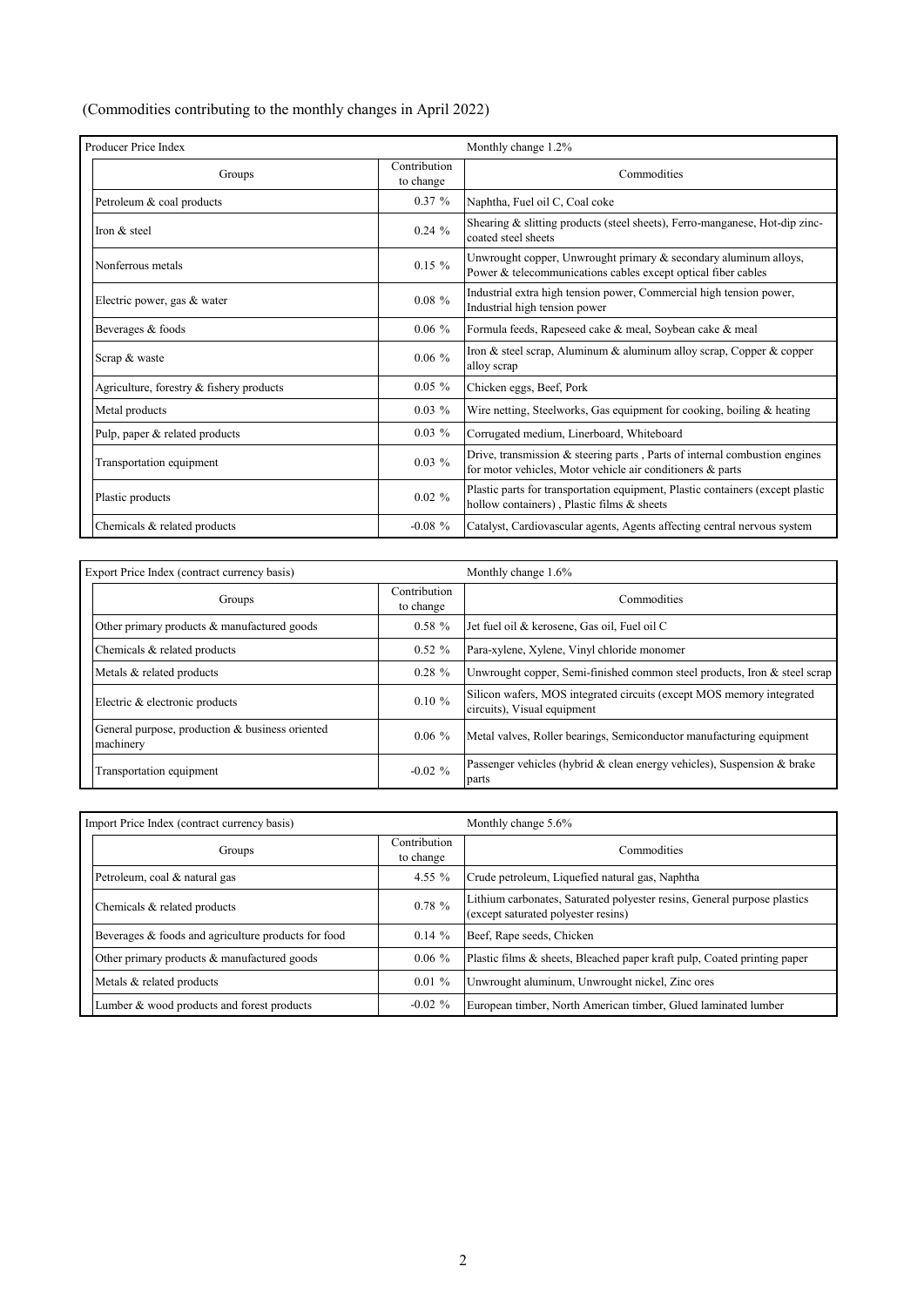(Commodities contributing to the monthly changes in April 2022)

| Producer Price Index | | Monthly change 1.2% |
|---|---|---|
| Groups | Contribution to change | Commodities |
| Petroleum & coal products | 0.37 % | Naphtha, Fuel oil C, Coal coke |
| Iron & steel | 0.24 % | Shearing & slitting products (steel sheets), Ferro-manganese, Hot-dip zinc-coated steel sheets |
| Nonferrous metals | 0.15 % | Unwrought copper, Unwrought primary & secondary aluminum alloys, Power & telecommunications cables except optical fiber cables |
| Electric power, gas & water | 0.08 % | Industrial extra high tension power, Commercial high tension power, Industrial high tension power |
| Beverages & foods | 0.06 % | Formula feeds, Rapeseed cake & meal, Soybean cake & meal |
| Scrap & waste | 0.06 % | Iron & steel scrap, Aluminum & aluminum alloy scrap, Copper & copper alloy scrap |
| Agriculture, forestry & fishery products | 0.05 % | Chicken eggs, Beef, Pork |
| Metal products | 0.03 % | Wire netting, Steelworks, Gas equipment for cooking, boiling & heating |
| Pulp, paper & related products | 0.03 % | Corrugated medium, Linerboard, Whiteboard |
| Transportation equipment | 0.03 % | Drive, transmission & steering parts , Parts of internal combustion engines for motor vehicles, Motor vehicle air conditioners & parts |
| Plastic products | 0.02 % | Plastic parts for transportation equipment, Plastic containers (except plastic hollow containers) , Plastic films & sheets |
| Chemicals & related products | -0.08 % | Catalyst, Cardiovascular agents, Agents affecting central nervous system |

| Export Price Index (contract currency basis) | | Monthly change 1.6% |
|---|---|---|
| Groups | Contribution to change | Commodities |
| Other primary products & manufactured goods | 0.58 % | Jet fuel oil & kerosene, Gas oil, Fuel oil C |
| Chemicals & related products | 0.52 % | Para-xylene, Xylene, Vinyl chloride monomer |
| Metals & related products | 0.28 % | Unwrought copper, Semi-finished common steel products, Iron & steel scrap |
| Electric & electronic products | 0.10 % | Silicon wafers, MOS integrated circuits (except MOS memory integrated circuits), Visual equipment |
| General purpose, production & business oriented machinery | 0.06 % | Metal valves, Roller bearings, Semiconductor manufacturing equipment |
| Transportation equipment | -0.02 % | Passenger vehicles (hybrid & clean energy vehicles), Suspension & brake parts |

| Import Price Index (contract currency basis) | | Monthly change 5.6% |
|---|---|---|
| Groups | Contribution to change | Commodities |
| Petroleum, coal & natural gas | 4.55 % | Crude petroleum, Liquefied natural gas, Naphtha |
| Chemicals & related products | 0.78 % | Lithium carbonates, Saturated polyester resins, General purpose plastics (except saturated polyester resins) |
| Beverages & foods and agriculture products for food | 0.14 % | Beef, Rape seeds, Chicken |
| Other primary products & manufactured goods | 0.06 % | Plastic films & sheets, Bleached paper kraft pulp, Coated printing paper |
| Metals & related products | 0.01 % | Unwrought aluminum, Unwrought nickel, Zinc ores |
| Lumber & wood products and forest products | -0.02 % | European timber, North American timber, Glued laminated lumber |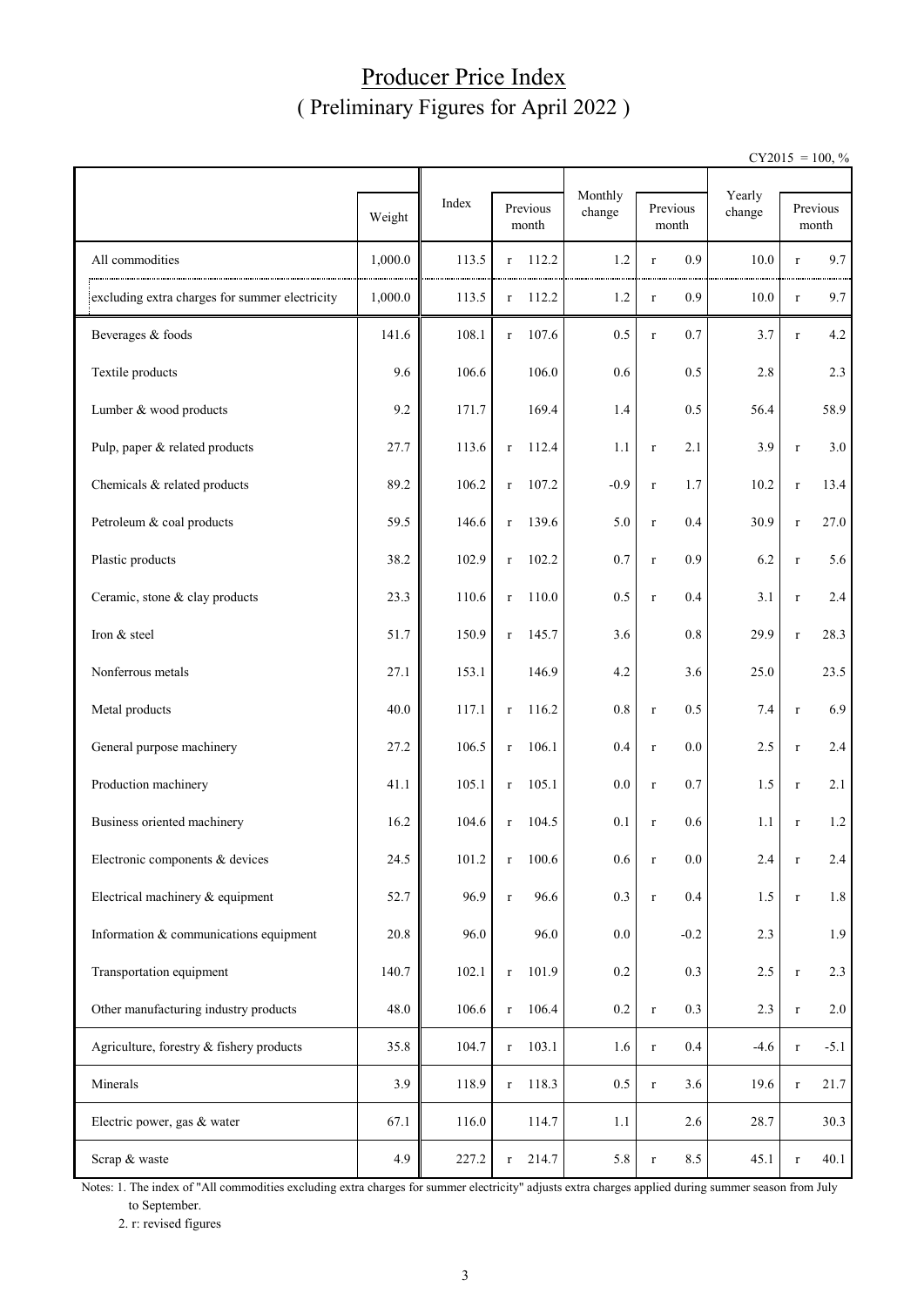# Producer Price Index
## ( Preliminary Figures for April 2022 )

CY2015 = 100, %

| | Weight | Index | Previous month | Monthly change | Previous month | Yearly change | Previous month |
|---|---|---|---|---|---|---|---|
| All commodities | 1,000.0 | 113.5 | r 112.2 | 1.2 | r 0.9 | 10.0 | r 9.7 |
| excluding extra charges for summer electricity | 1,000.0 | 113.5 | r 112.2 | 1.2 | r 0.9 | 10.0 | r 9.7 |
| Beverages & foods | 141.6 | 108.1 | r 107.6 | 0.5 | r 0.7 | 3.7 | r 4.2 |
| Textile products | 9.6 | 106.6 | 106.0 | 0.6 | 0.5 | 2.8 | 2.3 |
| Lumber & wood products | 9.2 | 171.7 | 169.4 | 1.4 | 0.5 | 56.4 | 58.9 |
| Pulp, paper & related products | 27.7 | 113.6 | r 112.4 | 1.1 | r 2.1 | 3.9 | r 3.0 |
| Chemicals & related products | 89.2 | 106.2 | r 107.2 | -0.9 | r 1.7 | 10.2 | r 13.4 |
| Petroleum & coal products | 59.5 | 146.6 | r 139.6 | 5.0 | r 0.4 | 30.9 | r 27.0 |
| Plastic products | 38.2 | 102.9 | r 102.2 | 0.7 | r 0.9 | 6.2 | r 5.6 |
| Ceramic, stone & clay products | 23.3 | 110.6 | r 110.0 | 0.5 | r 0.4 | 3.1 | r 2.4 |
| Iron & steel | 51.7 | 150.9 | r 145.7 | 3.6 | 0.8 | 29.9 | r 28.3 |
| Nonferrous metals | 27.1 | 153.1 | 146.9 | 4.2 | 3.6 | 25.0 | 23.5 |
| Metal products | 40.0 | 117.1 | r 116.2 | 0.8 | r 0.5 | 7.4 | r 6.9 |
| General purpose machinery | 27.2 | 106.5 | r 106.1 | 0.4 | r 0.0 | 2.5 | r 2.4 |
| Production machinery | 41.1 | 105.1 | r 105.1 | 0.0 | r 0.7 | 1.5 | r 2.1 |
| Business oriented machinery | 16.2 | 104.6 | r 104.5 | 0.1 | r 0.6 | 1.1 | r 1.2 |
| Electronic components & devices | 24.5 | 101.2 | r 100.6 | 0.6 | r 0.0 | 2.4 | r 2.4 |
| Electrical machinery & equipment | 52.7 | 96.9 | r 96.6 | 0.3 | r 0.4 | 1.5 | r 1.8 |
| Information & communications equipment | 20.8 | 96.0 | 96.0 | 0.0 | -0.2 | 2.3 | 1.9 |
| Transportation equipment | 140.7 | 102.1 | r 101.9 | 0.2 | 0.3 | 2.5 | r 2.3 |
| Other manufacturing industry products | 48.0 | 106.6 | r 106.4 | 0.2 | r 0.3 | 2.3 | r 2.0 |
| Agriculture, forestry & fishery products | 35.8 | 104.7 | r 103.1 | 1.6 | r 0.4 | -4.6 | r -5.1 |
| Minerals | 3.9 | 118.9 | r 118.3 | 0.5 | r 3.6 | 19.6 | r 21.7 |
| Electric power, gas & water | 67.1 | 116.0 | 114.7 | 1.1 | 2.6 | 28.7 | 30.3 |
| Scrap & waste | 4.9 | 227.2 | r 214.7 | 5.8 | r 8.5 | 45.1 | r 40.1 |

Notes: 1. The index of "All commodities excluding extra charges for summer electricity" adjusts extra charges applied during summer season from July to September.

2. r: revised figures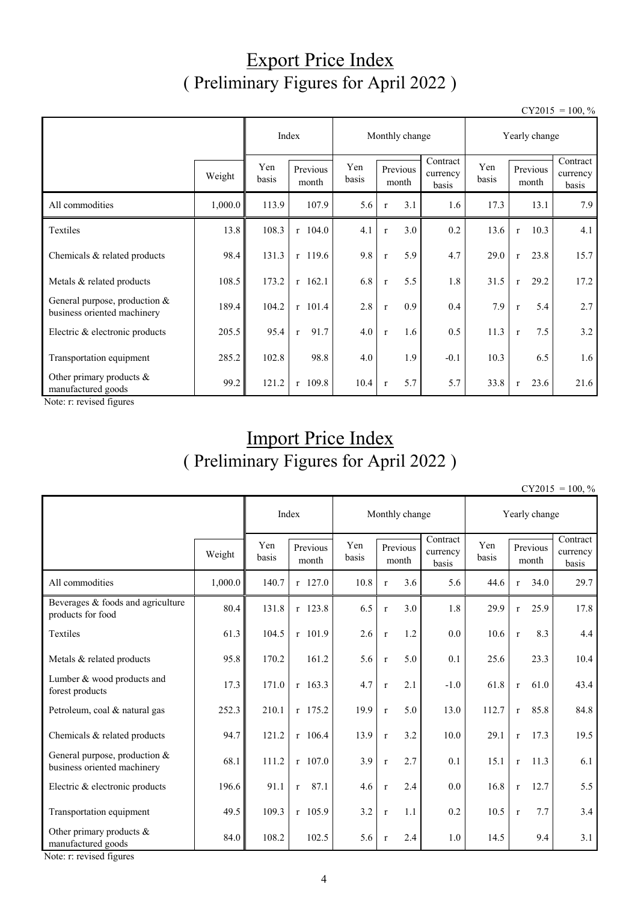# Export Price Index
## ( Preliminary Figures for April 2022 )

CY2015 = 100, %

| | | Index | | Monthly change | | | Yearly change | | |
|---|---|---|---|---|---|---|---|---|---|
| | Weight | Yen basis | Previous month | Yen basis | Previous month | Contract currency basis | Yen basis | Previous month | Contract currency basis |
| All commodities | 1,000.0 | 113.9 | 107.9 | 5.6 | r 3.1 | 1.6 | 17.3 | 13.1 | 7.9 |
| Textiles | 13.8 | 108.3 | r 104.0 | 4.1 | r 3.0 | 0.2 | 13.6 | r 10.3 | 4.1 |
| Chemicals & related products | 98.4 | 131.3 | r 119.6 | 9.8 | r 5.9 | 4.7 | 29.0 | r 23.8 | 15.7 |
| Metals & related products | 108.5 | 173.2 | r 162.1 | 6.8 | r 5.5 | 1.8 | 31.5 | r 29.2 | 17.2 |
| General purpose, production & business oriented machinery | 189.4 | 104.2 | r 101.4 | 2.8 | r 0.9 | 0.4 | 7.9 | r 5.4 | 2.7 |
| Electric & electronic products | 205.5 | 95.4 | r 91.7 | 4.0 | r 1.6 | 0.5 | 11.3 | r 7.5 | 3.2 |
| Transportation equipment | 285.2 | 102.8 | 98.8 | 4.0 | 1.9 | -0.1 | 10.3 | 6.5 | 1.6 |
| Other primary products & manufactured goods | 99.2 | 121.2 | r 109.8 | 10.4 | r 5.7 | 5.7 | 33.8 | r 23.6 | 21.6 |

Note: r: revised figures

# Import Price Index
## ( Preliminary Figures for April 2022 )

CY2015 = 100, %

| | | Index | | Monthly change | | | Yearly change | | |
|---|---|---|---|---|---|---|---|---|---|
| | Weight | Yen basis | Previous month | Yen basis | Previous month | Contract currency basis | Yen basis | Previous month | Contract currency basis |
| All commodities | 1,000.0 | 140.7 | r 127.0 | 10.8 | r 3.6 | 5.6 | 44.6 | r 34.0 | 29.7 |
| Beverages & foods and agriculture products for food | 80.4 | 131.8 | r 123.8 | 6.5 | r 3.0 | 1.8 | 29.9 | r 25.9 | 17.8 |
| Textiles | 61.3 | 104.5 | r 101.9 | 2.6 | r 1.2 | 0.0 | 10.6 | r 8.3 | 4.4 |
| Metals & related products | 95.8 | 170.2 | 161.2 | 5.6 | r 5.0 | 0.1 | 25.6 | 23.3 | 10.4 |
| Lumber & wood products and forest products | 17.3 | 171.0 | r 163.3 | 4.7 | r 2.1 | -1.0 | 61.8 | r 61.0 | 43.4 |
| Petroleum, coal & natural gas | 252.3 | 210.1 | r 175.2 | 19.9 | r 5.0 | 13.0 | 112.7 | r 85.8 | 84.8 |
| Chemicals & related products | 94.7 | 121.2 | r 106.4 | 13.9 | r 3.2 | 10.0 | 29.1 | r 17.3 | 19.5 |
| General purpose, production & business oriented machinery | 68.1 | 111.2 | r 107.0 | 3.9 | r 2.7 | 0.1 | 15.1 | r 11.3 | 6.1 |
| Electric & electronic products | 196.6 | 91.1 | r 87.1 | 4.6 | r 2.4 | 0.0 | 16.8 | r 12.7 | 5.5 |
| Transportation equipment | 49.5 | 109.3 | r 105.9 | 3.2 | r 1.1 | 0.2 | 10.5 | r 7.7 | 3.4 |
| Other primary products & manufactured goods | 84.0 | 108.2 | 102.5 | 5.6 | r 2.4 | 1.0 | 14.5 | 9.4 | 3.1 |

Note: r: revised figures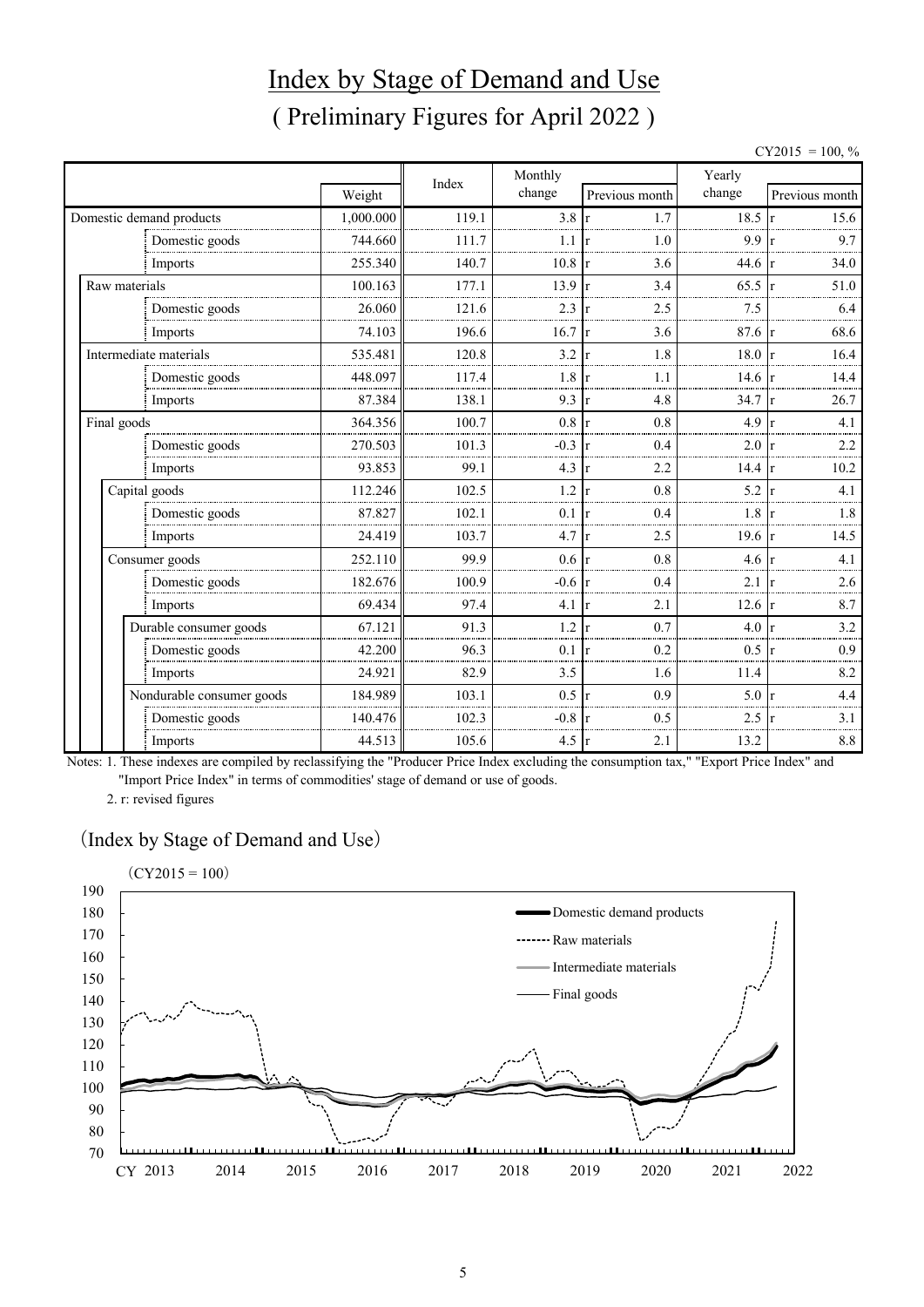# Index by Stage of Demand and Use

## ( Preliminary Figures for April 2022 )

CY2015 = 100, %

| | Weight | Index | Monthly change | Previous month | Yearly change | Previous month |
|---|---|---|---|---|---|---|
| Domestic demand products | 1,000.000 | 119.1 | 3.8 | r 1.7 | 18.5 | r 15.6 |
| Domestic goods | 744.660 | 111.7 | 1.1 | r 1.0 | 9.9 | r 9.7 |
| Imports | 255.340 | 140.7 | 10.8 | r 3.6 | 44.6 | r 34.0 |
| Raw materials | 100.163 | 177.1 | 13.9 | r 3.4 | 65.5 | r 51.0 |
| Domestic goods | 26.060 | 121.6 | 2.3 | r 2.5 | 7.5 | 6.4 |
| Imports | 74.103 | 196.6 | 16.7 | r 3.6 | 87.6 | r 68.6 |
| Intermediate materials | 535.481 | 120.8 | 3.2 | r 1.8 | 18.0 | r 16.4 |
| Domestic goods | 448.097 | 117.4 | 1.8 | r 1.1 | 14.6 | r 14.4 |
| Imports | 87.384 | 138.1 | 9.3 | r 4.8 | 34.7 | r 26.7 |
| Final goods | 364.356 | 100.7 | 0.8 | r 0.8 | 4.9 | r 4.1 |
| Domestic goods | 270.503 | 101.3 | -0.3 | r 0.4 | 2.0 | r 2.2 |
| Imports | 93.853 | 99.1 | 4.3 | r 2.2 | 14.4 | r 10.2 |
| Capital goods | 112.246 | 102.5 | 1.2 | r 0.8 | 5.2 | r 4.1 |
| Domestic goods | 87.827 | 102.1 | 0.1 | r 0.4 | 1.8 | r 1.8 |
| Imports | 24.419 | 103.7 | 4.7 | r 2.5 | 19.6 | r 14.5 |
| Consumer goods | 252.110 | 99.9 | 0.6 | r 0.8 | 4.6 | r 4.1 |
| Domestic goods | 182.676 | 100.9 | -0.6 | r 0.4 | 2.1 | r 2.6 |
| Imports | 69.434 | 97.4 | 4.1 | r 2.1 | 12.6 | r 8.7 |
| Durable consumer goods | 67.121 | 91.3 | 1.2 | r 0.7 | 4.0 | r 3.2 |
| Domestic goods | 42.200 | 96.3 | 0.1 | r 0.2 | 0.5 | r 0.9 |
| Imports | 24.921 | 82.9 | 3.5 | 1.6 | 11.4 | 8.2 |
| Nondurable consumer goods | 184.989 | 103.1 | 0.5 | r 0.9 | 5.0 | r 4.4 |
| Domestic goods | 140.476 | 102.3 | -0.8 | r 0.5 | 2.5 | r 3.1 |
| Imports | 44.513 | 105.6 | 4.5 | r 2.1 | 13.2 | 8.8 |

Notes: 1. These indexes are compiled by reclassifying the "Producer Price Index excluding the consumption tax," "Export Price Index" and "Import Price Index" in terms of commodities' stage of demand or use of goods.

2. r: revised figures

（Index by Stage of Demand and Use）

（CY2015 = 100）

Legend: Domestic demand products; Raw materials; Intermediate materials; Final goods

Y-axis: 70–190; X-axis: CY 2013, 2014, 2015, 2016, 2017, 2018, 2019, 2020, 2021, 2022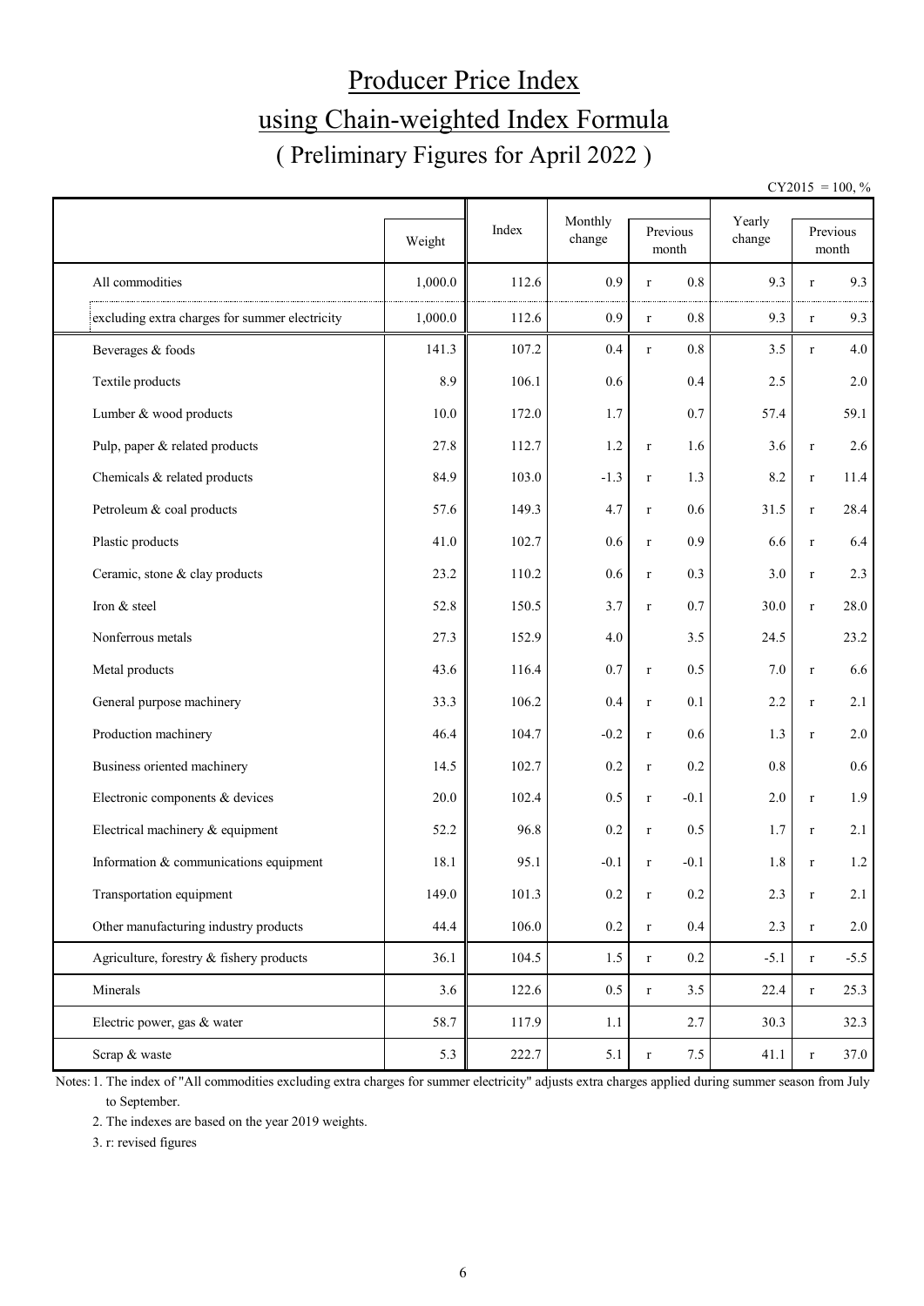# Producer Price Index

# using Chain-weighted Index Formula

## ( Preliminary Figures for April 2022 )

CY2015 = 100, %

| | Weight | Index | Monthly change | Previous month | | Yearly change | Previous month | |
|---|---|---|---|---|---|---|---|---|
| All commodities | 1,000.0 | 112.6 | 0.9 | r | 0.8 | 9.3 | r | 9.3 |
| excluding extra charges for summer electricity | 1,000.0 | 112.6 | 0.9 | r | 0.8 | 9.3 | r | 9.3 |
| Beverages & foods | 141.3 | 107.2 | 0.4 | r | 0.8 | 3.5 | r | 4.0 |
| Textile products | 8.9 | 106.1 | 0.6 | | 0.4 | 2.5 | | 2.0 |
| Lumber & wood products | 10.0 | 172.0 | 1.7 | | 0.7 | 57.4 | | 59.1 |
| Pulp, paper & related products | 27.8 | 112.7 | 1.2 | r | 1.6 | 3.6 | r | 2.6 |
| Chemicals & related products | 84.9 | 103.0 | -1.3 | r | 1.3 | 8.2 | r | 11.4 |
| Petroleum & coal products | 57.6 | 149.3 | 4.7 | r | 0.6 | 31.5 | r | 28.4 |
| Plastic products | 41.0 | 102.7 | 0.6 | r | 0.9 | 6.6 | r | 6.4 |
| Ceramic, stone & clay products | 23.2 | 110.2 | 0.6 | r | 0.3 | 3.0 | r | 2.3 |
| Iron & steel | 52.8 | 150.5 | 3.7 | r | 0.7 | 30.0 | r | 28.0 |
| Nonferrous metals | 27.3 | 152.9 | 4.0 | | 3.5 | 24.5 | | 23.2 |
| Metal products | 43.6 | 116.4 | 0.7 | r | 0.5 | 7.0 | r | 6.6 |
| General purpose machinery | 33.3 | 106.2 | 0.4 | r | 0.1 | 2.2 | r | 2.1 |
| Production machinery | 46.4 | 104.7 | -0.2 | r | 0.6 | 1.3 | r | 2.0 |
| Business oriented machinery | 14.5 | 102.7 | 0.2 | r | 0.2 | 0.8 | | 0.6 |
| Electronic components & devices | 20.0 | 102.4 | 0.5 | r | -0.1 | 2.0 | r | 1.9 |
| Electrical machinery & equipment | 52.2 | 96.8 | 0.2 | r | 0.5 | 1.7 | r | 2.1 |
| Information & communications equipment | 18.1 | 95.1 | -0.1 | r | -0.1 | 1.8 | r | 1.2 |
| Transportation equipment | 149.0 | 101.3 | 0.2 | r | 0.2 | 2.3 | r | 2.1 |
| Other manufacturing industry products | 44.4 | 106.0 | 0.2 | r | 0.4 | 2.3 | r | 2.0 |
| Agriculture, forestry & fishery products | 36.1 | 104.5 | 1.5 | r | 0.2 | -5.1 | r | -5.5 |
| Minerals | 3.6 | 122.6 | 0.5 | r | 3.5 | 22.4 | r | 25.3 |
| Electric power, gas & water | 58.7 | 117.9 | 1.1 | | 2.7 | 30.3 | | 32.3 |
| Scrap & waste | 5.3 | 222.7 | 5.1 | r | 7.5 | 41.1 | r | 37.0 |

Notes: 1. The index of "All commodities excluding extra charges for summer electricity" adjusts extra charges applied during summer season from July to September.

2. The indexes are based on the year 2019 weights.

3. r: revised figures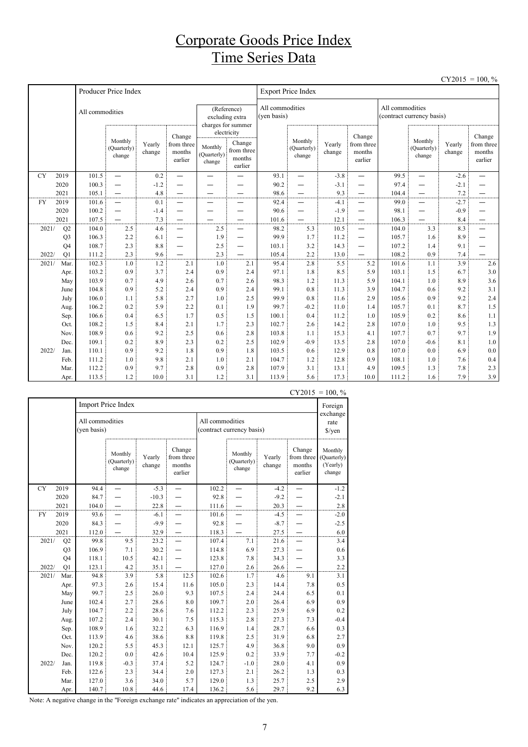# Corporate Goods Price Index
# Time Series Data

CY2015 = 100, %

| | | Producer Price Index | | | | | | Export Price Index | | | | | | | |
|---|---|---|---|---|---|---|---|---|---|---|---|---|---|---|---|
| | | All commodities | | | | (Reference) excluding extra charges for summer electricity | | All commodities (yen basis) | | | | All commodities (contract currency basis) | | | |
| | | | Monthly (Quarterly) change | Yearly change | Change from three months earlier | Monthly (Quarterly) change | Change from three months earlier | | Monthly (Quarterly) change | Yearly change | Change from three months earlier | | Monthly (Quarterly) change | Yearly change | Change from three months earlier |
| CY | 2019 | 101.5 | — | 0.2 | — | — | — | 93.1 | — | -3.8 | — | 99.5 | — | -2.6 | — |
| | 2020 | 100.3 | — | -1.2 | — | — | — | 90.2 | — | -3.1 | — | 97.4 | — | -2.1 | — |
| | 2021 | 105.1 | — | 4.8 | — | — | — | 98.6 | — | 9.3 | — | 104.4 | — | 7.2 | — |
| FY | 2019 | 101.6 | — | 0.1 | — | — | — | 92.4 | — | -4.1 | — | 99.0 | — | -2.7 | — |
| | 2020 | 100.2 | — | -1.4 | — | — | — | 90.6 | — | -1.9 | — | 98.1 | — | -0.9 | — |
| | 2021 | 107.5 | — | 7.3 | — | — | — | 101.6 | — | 12.1 | — | 106.3 | — | 8.4 | — |
| 2021/ | Q2 | 104.0 | 2.5 | 4.6 | — | 2.5 | — | 98.2 | 5.3 | 10.5 | — | 104.0 | 3.3 | 8.3 | — |
| | Q3 | 106.3 | 2.2 | 6.1 | — | 1.9 | — | 99.9 | 1.7 | 11.2 | — | 105.7 | 1.6 | 8.9 | — |
| | Q4 | 108.7 | 2.3 | 8.8 | — | 2.5 | — | 103.1 | 3.2 | 14.3 | — | 107.2 | 1.4 | 9.1 | — |
| 2022/ | Q1 | 111.2 | 2.3 | 9.6 | — | 2.3 | — | 105.4 | 2.2 | 13.0 | — | 108.2 | 0.9 | 7.4 | — |
| 2021/ | Mar. | 102.3 | 1.0 | 1.2 | 2.1 | 1.0 | 2.1 | 95.4 | 2.8 | 5.5 | 5.2 | 101.6 | 1.1 | 3.9 | 2.6 |
| | Apr. | 103.2 | 0.9 | 3.7 | 2.4 | 0.9 | 2.4 | 97.1 | 1.8 | 8.5 | 5.9 | 103.1 | 1.5 | 6.7 | 3.0 |
| | May | 103.9 | 0.7 | 4.9 | 2.6 | 0.7 | 2.6 | 98.3 | 1.2 | 11.3 | 5.9 | 104.1 | 1.0 | 8.9 | 3.6 |
| | June | 104.8 | 0.9 | 5.2 | 2.4 | 0.9 | 2.4 | 99.1 | 0.8 | 11.3 | 3.9 | 104.7 | 0.6 | 9.2 | 3.1 |
| | July | 106.0 | 1.1 | 5.8 | 2.7 | 1.0 | 2.5 | 99.9 | 0.8 | 11.6 | 2.9 | 105.6 | 0.9 | 9.2 | 2.4 |
| | Aug. | 106.2 | 0.2 | 5.9 | 2.2 | 0.1 | 1.9 | 99.7 | -0.2 | 11.0 | 1.4 | 105.7 | 0.1 | 8.7 | 1.5 |
| | Sep. | 106.6 | 0.4 | 6.5 | 1.7 | 0.5 | 1.5 | 100.1 | 0.4 | 11.2 | 1.0 | 105.9 | 0.2 | 8.6 | 1.1 |
| | Oct. | 108.2 | 1.5 | 8.4 | 2.1 | 1.7 | 2.3 | 102.7 | 2.6 | 14.2 | 2.8 | 107.0 | 1.0 | 9.5 | 1.3 |
| | Nov. | 108.9 | 0.6 | 9.2 | 2.5 | 0.6 | 2.8 | 103.8 | 1.1 | 15.3 | 4.1 | 107.7 | 0.7 | 9.7 | 1.9 |
| | Dec. | 109.1 | 0.2 | 8.9 | 2.3 | 0.2 | 2.5 | 102.9 | -0.9 | 13.5 | 2.8 | 107.0 | -0.6 | 8.1 | 1.0 |
| 2022/ | Jan. | 110.1 | 0.9 | 9.2 | 1.8 | 0.9 | 1.8 | 103.5 | 0.6 | 12.9 | 0.8 | 107.0 | 0.0 | 6.9 | 0.0 |
| | Feb. | 111.2 | 1.0 | 9.8 | 2.1 | 1.0 | 2.1 | 104.7 | 1.2 | 12.8 | 0.9 | 108.1 | 1.0 | 7.6 | 0.4 |
| | Mar. | 112.2 | 0.9 | 9.7 | 2.8 | 0.9 | 2.8 | 107.9 | 3.1 | 13.1 | 4.9 | 109.5 | 1.3 | 7.8 | 2.3 |
| | Apr. | 113.5 | 1.2 | 10.0 | 3.1 | 1.2 | 3.1 | 113.9 | 5.6 | 17.3 | 10.0 | 111.2 | 1.6 | 7.9 | 3.9 |

CY2015 = 100, %

| | | Import Price Index | | | | | | | | Foreign exchange rate $/yen |
|---|---|---|---|---|---|---|---|---|---|---|
| | | All commodities (yen basis) | | | | All commodities (contract currency basis) | | | | |
| | | | Monthly (Quarterly) change | Yearly change | Change from three months earlier | | Monthly (Quarterly) change | Yearly change | Change from three months earlier | Monthly (Quarterly) (Yearly) change |
| CY | 2019 | 94.4 | — | -5.3 | — | 102.2 | — | -4.2 | — | -1.2 |
| | 2020 | 84.7 | — | -10.3 | — | 92.8 | — | -9.2 | — | -2.1 |
| | 2021 | 104.0 | — | 22.8 | — | 111.6 | — | 20.3 | — | 2.8 |
| FY | 2019 | 93.6 | — | -6.1 | — | 101.6 | — | -4.5 | — | -2.0 |
| | 2020 | 84.3 | — | -9.9 | — | 92.8 | — | -8.7 | — | -2.5 |
| | 2021 | 112.0 | — | 32.9 | — | 118.3 | — | 27.5 | — | 6.0 |
| 2021/ | Q2 | 99.8 | 9.5 | 23.2 | — | 107.4 | 7.1 | 21.6 | — | 3.4 |
| | Q3 | 106.9 | 7.1 | 30.2 | — | 114.8 | 6.9 | 27.3 | — | 0.6 |
| | Q4 | 118.1 | 10.5 | 42.1 | — | 123.8 | 7.8 | 34.3 | — | 3.3 |
| 2022/ | Q1 | 123.1 | 4.2 | 35.1 | — | 127.0 | 2.6 | 26.6 | — | 2.2 |
| 2021/ | Mar. | 94.8 | 3.9 | 5.8 | 12.5 | 102.6 | 1.7 | 4.6 | 9.1 | 3.1 |
| | Apr. | 97.3 | 2.6 | 15.4 | 11.6 | 105.0 | 2.3 | 14.4 | 7.8 | 0.5 |
| | May | 99.7 | 2.5 | 26.0 | 9.3 | 107.5 | 2.4 | 24.4 | 6.5 | 0.1 |
| | June | 102.4 | 2.7 | 28.6 | 8.0 | 109.7 | 2.0 | 26.4 | 6.9 | 0.9 |
| | July | 104.7 | 2.2 | 28.6 | 7.6 | 112.2 | 2.3 | 25.9 | 6.9 | 0.2 |
| | Aug. | 107.2 | 2.4 | 30.1 | 7.5 | 115.3 | 2.8 | 27.3 | 7.3 | -0.4 |
| | Sep. | 108.9 | 1.6 | 32.2 | 6.3 | 116.9 | 1.4 | 28.7 | 6.6 | 0.3 |
| | Oct. | 113.9 | 4.6 | 38.6 | 8.8 | 119.8 | 2.5 | 31.9 | 6.8 | 2.7 |
| | Nov. | 120.2 | 5.5 | 45.3 | 12.1 | 125.7 | 4.9 | 36.8 | 9.0 | 0.9 |
| | Dec. | 120.2 | 0.0 | 42.6 | 10.4 | 125.9 | 0.2 | 33.9 | 7.7 | -0.2 |
| 2022/ | Jan. | 119.8 | -0.3 | 37.4 | 5.2 | 124.7 | -1.0 | 28.0 | 4.1 | 0.9 |
| | Feb. | 122.6 | 2.3 | 34.4 | 2.0 | 127.3 | 2.1 | 26.2 | 1.3 | 0.3 |
| | Mar. | 127.0 | 3.6 | 34.0 | 5.7 | 129.0 | 1.3 | 25.7 | 2.5 | 2.9 |
| | Apr. | 140.7 | 10.8 | 44.6 | 17.4 | 136.2 | 5.6 | 29.7 | 9.2 | 6.3 |

Note: A negative change in the "Foreign exchange rate" indicates an appreciation of the yen.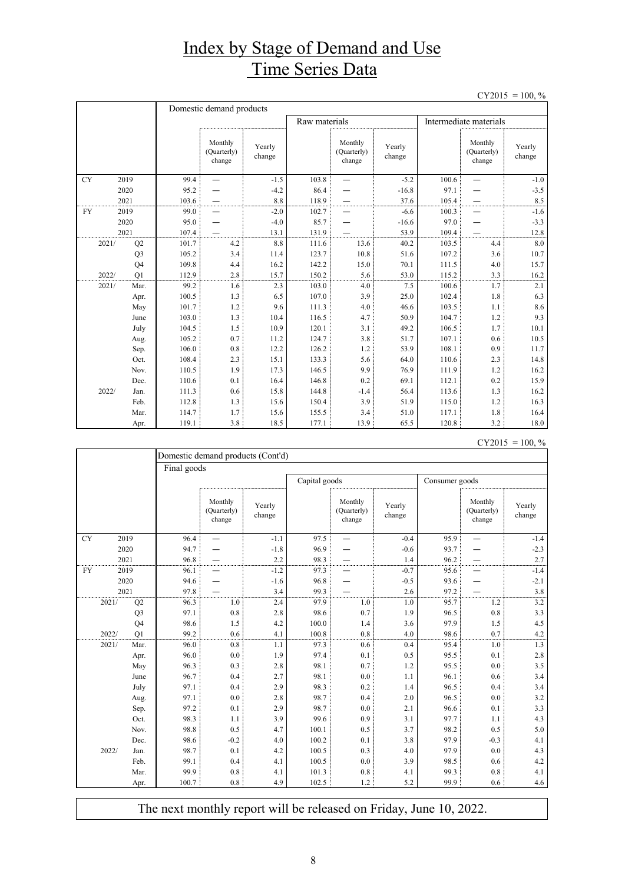# Index by Stage of Demand and Use
# Time Series Data

CY2015 = 100, %

| | | Domestic demand products | | | | | | | | |
|---|---|---|---|---|---|---|---|---|---|---|
| | | | | | Raw materials | | | Intermediate materials | | |
| | | | Monthly (Quarterly) change | Yearly change | | Monthly (Quarterly) change | Yearly change | | Monthly (Quarterly) change | Yearly change |
| CY | 2019 | 99.4 | ― | -1.5 | 103.8 | ― | -5.2 | 100.6 | ― | -1.0 |
| | 2020 | 95.2 | ― | -4.2 | 86.4 | ― | -16.8 | 97.1 | ― | -3.5 |
| | 2021 | 103.6 | ― | 8.8 | 118.9 | ― | 37.6 | 105.4 | ― | 8.5 |
| FY | 2019 | 99.0 | ― | -2.0 | 102.7 | ― | -6.6 | 100.3 | ― | -1.6 |
| | 2020 | 95.0 | ― | -4.0 | 85.7 | ― | -16.6 | 97.0 | ― | -3.3 |
| | 2021 | 107.4 | ― | 13.1 | 131.9 | ― | 53.9 | 109.4 | ― | 12.8 |
| 2021/ | Q2 | 101.7 | 4.2 | 8.8 | 111.6 | 13.6 | 40.2 | 103.5 | 4.4 | 8.0 |
| | Q3 | 105.2 | 3.4 | 11.4 | 123.7 | 10.8 | 51.6 | 107.2 | 3.6 | 10.7 |
| | Q4 | 109.8 | 4.4 | 16.2 | 142.2 | 15.0 | 70.1 | 111.5 | 4.0 | 15.7 |
| 2022/ | Q1 | 112.9 | 2.8 | 15.7 | 150.2 | 5.6 | 53.0 | 115.2 | 3.3 | 16.2 |
| 2021/ | Mar. | 99.2 | 1.6 | 2.3 | 103.0 | 4.0 | 7.5 | 100.6 | 1.7 | 2.1 |
| | Apr. | 100.5 | 1.3 | 6.5 | 107.0 | 3.9 | 25.0 | 102.4 | 1.8 | 6.3 |
| | May | 101.7 | 1.2 | 9.6 | 111.3 | 4.0 | 46.6 | 103.5 | 1.1 | 8.6 |
| | June | 103.0 | 1.3 | 10.4 | 116.5 | 4.7 | 50.9 | 104.7 | 1.2 | 9.3 |
| | July | 104.5 | 1.5 | 10.9 | 120.1 | 3.1 | 49.2 | 106.5 | 1.7 | 10.1 |
| | Aug. | 105.2 | 0.7 | 11.2 | 124.7 | 3.8 | 51.7 | 107.1 | 0.6 | 10.5 |
| | Sep. | 106.0 | 0.8 | 12.2 | 126.2 | 1.2 | 53.9 | 108.1 | 0.9 | 11.7 |
| | Oct. | 108.4 | 2.3 | 15.1 | 133.3 | 5.6 | 64.0 | 110.6 | 2.3 | 14.8 |
| | Nov. | 110.5 | 1.9 | 17.3 | 146.5 | 9.9 | 76.9 | 111.9 | 1.2 | 16.2 |
| | Dec. | 110.6 | 0.1 | 16.4 | 146.8 | 0.2 | 69.1 | 112.1 | 0.2 | 15.9 |
| 2022/ | Jan. | 111.3 | 0.6 | 15.8 | 144.8 | -1.4 | 56.4 | 113.6 | 1.3 | 16.2 |
| | Feb. | 112.8 | 1.3 | 15.6 | 150.4 | 3.9 | 51.9 | 115.0 | 1.2 | 16.3 |
| | Mar. | 114.7 | 1.7 | 15.6 | 155.5 | 3.4 | 51.0 | 117.1 | 1.8 | 16.4 |
| | Apr. | 119.1 | 3.8 | 18.5 | 177.1 | 13.9 | 65.5 | 120.8 | 3.2 | 18.0 |

CY2015 = 100, %

| | | Domestic demand products (Cont'd) | | | | | | | | |
|---|---|---|---|---|---|---|---|---|---|---|
| | | Final goods | | | | | | | | |
| | | | | | Capital goods | | | Consumer goods | | |
| | | | Monthly (Quarterly) change | Yearly change | | Monthly (Quarterly) change | Yearly change | | Monthly (Quarterly) change | Yearly change |
| CY | 2019 | 96.4 | ― | -1.1 | 97.5 | ― | -0.4 | 95.9 | ― | -1.4 |
| | 2020 | 94.7 | ― | -1.8 | 96.9 | ― | -0.6 | 93.7 | ― | -2.3 |
| | 2021 | 96.8 | ― | 2.2 | 98.3 | ― | 1.4 | 96.2 | ― | 2.7 |
| FY | 2019 | 96.1 | ― | -1.2 | 97.3 | ― | -0.7 | 95.6 | ― | -1.4 |
| | 2020 | 94.6 | ― | -1.6 | 96.8 | ― | -0.5 | 93.6 | ― | -2.1 |
| | 2021 | 97.8 | ― | 3.4 | 99.3 | ― | 2.6 | 97.2 | ― | 3.8 |
| 2021/ | Q2 | 96.3 | 1.0 | 2.4 | 97.9 | 1.0 | 1.0 | 95.7 | 1.2 | 3.2 |
| | Q3 | 97.1 | 0.8 | 2.8 | 98.6 | 0.7 | 1.9 | 96.5 | 0.8 | 3.3 |
| | Q4 | 98.6 | 1.5 | 4.2 | 100.0 | 1.4 | 3.6 | 97.9 | 1.5 | 4.5 |
| 2022/ | Q1 | 99.2 | 0.6 | 4.1 | 100.8 | 0.8 | 4.0 | 98.6 | 0.7 | 4.2 |
| 2021/ | Mar. | 96.0 | 0.8 | 1.1 | 97.3 | 0.6 | 0.4 | 95.4 | 1.0 | 1.3 |
| | Apr. | 96.0 | 0.0 | 1.9 | 97.4 | 0.1 | 0.5 | 95.5 | 0.1 | 2.8 |
| | May | 96.3 | 0.3 | 2.8 | 98.1 | 0.7 | 1.2 | 95.5 | 0.0 | 3.5 |
| | June | 96.7 | 0.4 | 2.7 | 98.1 | 0.0 | 1.1 | 96.1 | 0.6 | 3.4 |
| | July | 97.1 | 0.4 | 2.9 | 98.3 | 0.2 | 1.4 | 96.5 | 0.4 | 3.4 |
| | Aug. | 97.1 | 0.0 | 2.8 | 98.7 | 0.4 | 2.0 | 96.5 | 0.0 | 3.2 |
| | Sep. | 97.2 | 0.1 | 2.9 | 98.7 | 0.0 | 2.1 | 96.6 | 0.1 | 3.3 |
| | Oct. | 98.3 | 1.1 | 3.9 | 99.6 | 0.9 | 3.1 | 97.7 | 1.1 | 4.3 |
| | Nov. | 98.8 | 0.5 | 4.7 | 100.1 | 0.5 | 3.7 | 98.2 | 0.5 | 5.0 |
| | Dec. | 98.6 | -0.2 | 4.0 | 100.2 | 0.1 | 3.8 | 97.9 | -0.3 | 4.1 |
| 2022/ | Jan. | 98.7 | 0.1 | 4.2 | 100.5 | 0.3 | 4.0 | 97.9 | 0.0 | 4.3 |
| | Feb. | 99.1 | 0.4 | 4.1 | 100.5 | 0.0 | 3.9 | 98.5 | 0.6 | 4.2 |
| | Mar. | 99.9 | 0.8 | 4.1 | 101.3 | 0.8 | 4.1 | 99.3 | 0.8 | 4.1 |
| | Apr. | 100.7 | 0.8 | 4.9 | 102.5 | 1.2 | 5.2 | 99.9 | 0.6 | 4.6 |

The next monthly report will be released on Friday, June 10, 2022.